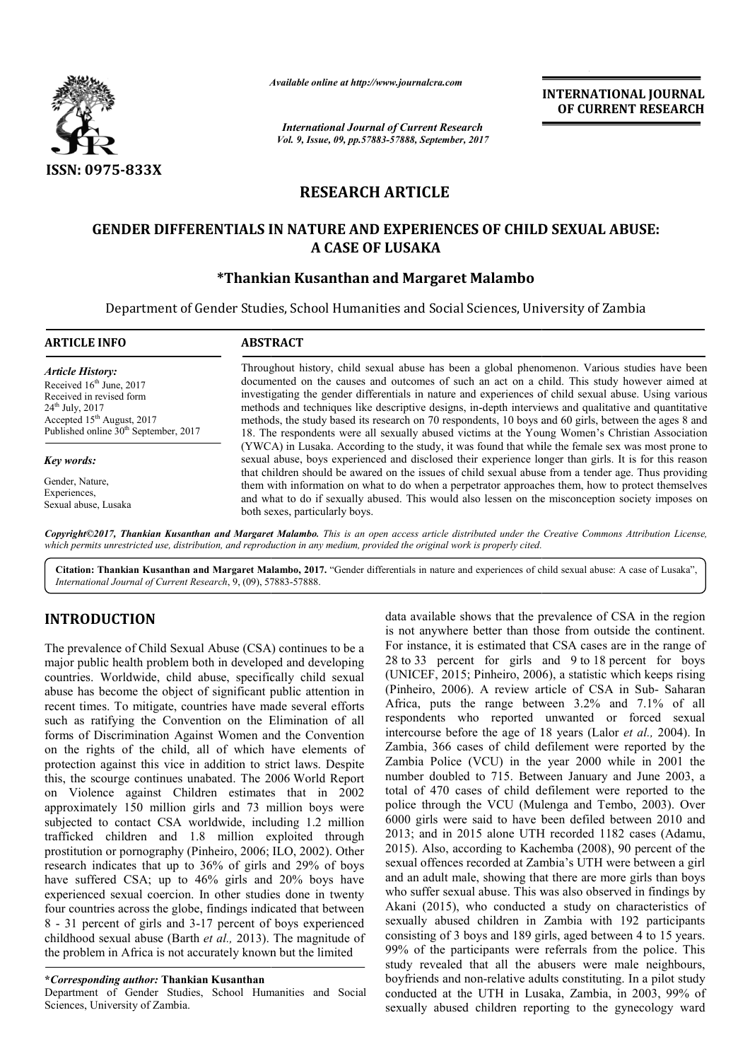*Available online at http://www.journalcra.com*

*International Journal of Current Research*
*Vol. 9, Issue, 09, pp.57883-57888, September, 2017*

**INTERNATIONAL JOURNAL OF CURRENT RESEARCH**

ISSN: 0975-833X

# RESEARCH ARTICLE

## GENDER DIFFERENTIALS IN NATURE AND EXPERIENCES OF CHILD SEXUAL ABUSE: A CASE OF LUSAKA

**\*Thankian Kusanthan and Margaret Malambo**

Department of Gender Studies, School Humanities and Social Sciences, University of Zambia

**ARTICLE INFO**

*Article History:*
Received 16th June, 2017
Received in revised form
24th July, 2017
Accepted 15th August, 2017
Published online 30th September, 2017

*Key words:*
Gender, Nature, Experiences, Sexual abuse, Lusaka

**ABSTRACT**

Throughout history, child sexual abuse has been a global phenomenon. Various studies have been documented on the causes and outcomes of such an act on a child. This study however aimed at investigating the gender differentials in nature and experiences of child sexual abuse. Using various methods and techniques like descriptive designs, in-depth interviews and qualitative and quantitative methods, the study based its research on 70 respondents, 10 boys and 60 girls, between the ages 8 and 18. The respondents were all sexually abused victims at the Young Women's Christian Association (YWCA) in Lusaka. According to the study, it was found that while the female sex was most prone to sexual abuse, boys experienced and disclosed their experience longer than girls. It is for this reason that children should be awared on the issues of child sexual abuse from a tender age. Thus providing them with information on what to do when a perpetrator approaches them, how to protect themselves and what to do if sexually abused. This would also lessen on the misconception society imposes on both sexes, particularly boys.

*Copyright©2017, Thankian Kusanthan and Margaret Malambo. This is an open access article distributed under the Creative Commons Attribution License, which permits unrestricted use, distribution, and reproduction in any medium, provided the original work is properly cited.*

**Citation: Thankian Kusanthan and Margaret Malambo, 2017.** "Gender differentials in nature and experiences of child sexual abuse: A case of Lusaka", *International Journal of Current Research*, 9, (09), 57883-57888.

## INTRODUCTION

The prevalence of Child Sexual Abuse (CSA) continues to be a major public health problem both in developed and developing countries. Worldwide, child abuse, specifically child sexual abuse has become the object of significant public attention in recent times. To mitigate, countries have made several efforts such as ratifying the Convention on the Elimination of all forms of Discrimination Against Women and the Convention on the rights of the child, all of which have elements of protection against this vice in addition to strict laws. Despite this, the scourge continues unabated. The 2006 World Report on Violence against Children estimates that in 2002 approximately 150 million girls and 73 million boys were subjected to contact CSA worldwide, including 1.2 million trafficked children and 1.8 million exploited through prostitution or pornography (Pinheiro, 2006; ILO, 2002). Other research indicates that up to 36% of girls and 29% of boys have suffered CSA; up to 46% girls and 20% boys have experienced sexual coercion. In other studies done in twenty four countries across the globe, findings indicated that between 8 - 31 percent of girls and 3-17 percent of boys experienced childhood sexual abuse (Barth *et al.,* 2013). The magnitude of the problem in Africa is not accurately known but the limited data available shows that the prevalence of CSA in the region is not anywhere better than those from outside the continent. For instance, it is estimated that CSA cases are in the range of 28 to 33 percent for girls and 9 to 18 percent for boys (UNICEF, 2015; Pinheiro, 2006), a statistic which keeps rising (Pinheiro, 2006). A review article of CSA in Sub- Saharan Africa, puts the range between 3.2% and 7.1% of all respondents who reported unwanted or forced sexual intercourse before the age of 18 years (Lalor *et al.,* 2004). In Zambia, 366 cases of child defilement were reported by the Zambia Police (VCU) in the year 2000 while in 2001 the number doubled to 715. Between January and June 2003, a total of 470 cases of child defilement were reported to the police through the VCU (Mulenga and Tembo, 2003). Over 6000 girls were said to have been defiled between 2010 and 2013; and in 2015 alone UTH recorded 1182 cases (Adamu, 2015). Also, according to Kachemba (2008), 90 percent of the sexual offences recorded at Zambia's UTH were between a girl and an adult male, showing that there are more girls than boys who suffer sexual abuse. This was also observed in findings by Akani (2015), who conducted a study on characteristics of sexually abused children in Zambia with 192 participants consisting of 3 boys and 189 girls, aged between 4 to 15 years. 99% of the participants were referrals from the police. This study revealed that all the abusers were male neighbours, boyfriends and non-relative adults constituting. In a pilot study conducted at the UTH in Lusaka, Zambia, in 2003, 99% of sexually abused children reporting to the gynecology ward

**\*Corresponding author: Thankian Kusanthan**
Department of Gender Studies, School Humanities and Social Sciences, University of Zambia.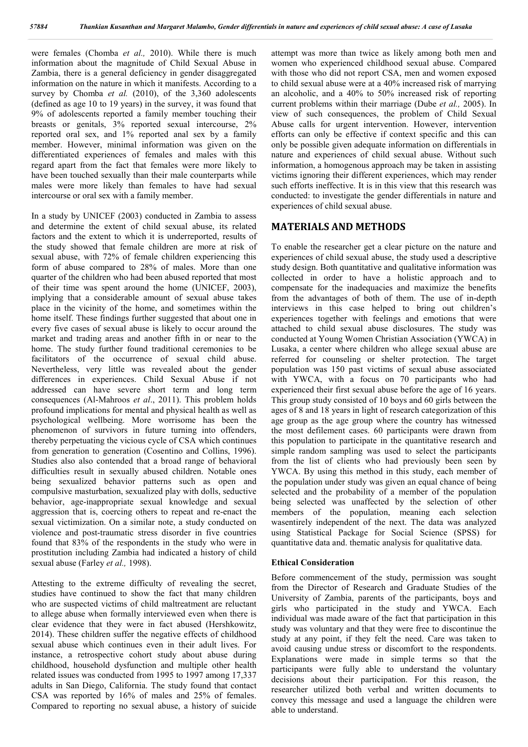were females (Chomba *et al.,* 2010). While there is much information about the magnitude of Child Sexual Abuse in Zambia, there is a general deficiency in gender disaggregated information on the nature in which it manifests. According to a survey by Chomba *et al.* (2010), of the 3,360 adolescents (defined as age 10 to 19 years) in the survey, it was found that 9% of adolescents reported a family member touching their breasts or genitals, 3% reported sexual intercourse, 2% reported oral sex, and 1% reported anal sex by a family member. However, minimal information was given on the differentiated experiences of females and males with this regard apart from the fact that females were more likely to have been touched sexually than their male counterparts while males were more likely than females to have had sexual intercourse or oral sex with a family member.

In a study by UNICEF (2003) conducted in Zambia to assess and determine the extent of child sexual abuse, its related factors and the extent to which it is underreported, results of the study showed that female children are more at risk of sexual abuse, with 72% of female children experiencing this form of abuse compared to 28% of males. More than one quarter of the children who had been abused reported that most of their time was spent around the home (UNICEF, 2003), implying that a considerable amount of sexual abuse takes place in the vicinity of the home, and sometimes within the home itself. These findings further suggested that about one in every five cases of sexual abuse is likely to occur around the market and trading areas and another fifth in or near to the home. The study further found traditional ceremonies to be facilitators of the occurrence of sexual child abuse. Nevertheless, very little was revealed about the gender differences in experiences. Child Sexual Abuse if not addressed can have severe short term and long term consequences (Al-Mahroos *et al*., 2011). This problem holds profound implications for mental and physical health as well as psychological wellbeing. More worrisome has been the phenomenon of survivors in future turning into offenders, thereby perpetuating the vicious cycle of CSA which continues from generation to generation (Cosentino and Collins, 1996). Studies also also contended that a broad range of behavioral difficulties result in sexually abused children. Notable ones being sexualized behavior patterns such as open and compulsive masturbation, sexualized play with dolls, seductive behavior, age-inappropriate sexual knowledge and sexual aggression that is, coercing others to repeat and re-enact the sexual victimization. On a similar note, a study conducted on violence and post-traumatic stress disorder in five countries found that 83% of the respondents in the study who were in prostitution including Zambia had indicated a history of child sexual abuse (Farley *et al.,* 1998).

Attesting to the extreme difficulty of revealing the secret, studies have continued to show the fact that many children who are suspected victims of child maltreatment are reluctant to allege abuse when formally interviewed even when there is clear evidence that they were in fact abused (Hershkowitz, 2014). These children suffer the negative effects of childhood sexual abuse which continues even in their adult lives. For instance, a retrospective cohort study about abuse during childhood, household dysfunction and multiple other health related issues was conducted from 1995 to 1997 among 17,337 adults in San Diego, California. The study found that contact CSA was reported by 16% of males and 25% of females. Compared to reporting no sexual abuse, a history of suicide attempt was more than twice as likely among both men and women who experienced childhood sexual abuse. Compared with those who did not report CSA, men and women exposed to child sexual abuse were at a 40% increased risk of marrying an alcoholic, and a 40% to 50% increased risk of reporting current problems within their marriage (Dube *et al.,* 2005). In view of such consequences, the problem of Child Sexual Abuse calls for urgent intervention. However, intervention efforts can only be effective if context specific and this can only be possible given adequate information on differentials in nature and experiences of child sexual abuse. Without such information, a homogenous approach may be taken in assisting victims ignoring their different experiences, which may render such efforts ineffective. It is in this view that this research was conducted: to investigate the gender differentials in nature and experiences of child sexual abuse.

## MATERIALS AND METHODS

To enable the researcher get a clear picture on the nature and experiences of child sexual abuse, the study used a descriptive study design. Both quantitative and qualitative information was collected in order to have a holistic approach and to compensate for the inadequacies and maximize the benefits from the advantages of both of them. The use of in-depth interviews in this case helped to bring out children's experiences together with feelings and emotions that were attached to child sexual abuse disclosures. The study was conducted at Young Women Christian Association (YWCA) in Lusaka, a center where children who allege sexual abuse are referred for counseling or shelter protection. The target population was 150 past victims of sexual abuse associated with YWCA, with a focus on 70 participants who had experienced their first sexual abuse before the age of 16 years. This group study consisted of 10 boys and 60 girls between the ages of 8 and 18 years in light of research categorization of this age group as the age group where the country has witnessed the most defilement cases. 60 participants were drawn from this population to participate in the quantitative research and simple random sampling was used to select the participants from the list of clients who had previously been seen by YWCA. By using this method in this study, each member of the population under study was given an equal chance of being selected and the probability of a member of the population being selected was unaffected by the selection of other members of the population, meaning each selection wasentirely independent of the next. The data was analyzed using Statistical Package for Social Science (SPSS) for quantitative data and. thematic analysis for qualitative data.

### Ethical Consideration

Before commencement of the study, permission was sought from the Director of Research and Graduate Studies of the University of Zambia, parents of the participants, boys and girls who participated in the study and YWCA. Each individual was made aware of the fact that participation in this study was voluntary and that they were free to discontinue the study at any point, if they felt the need. Care was taken to avoid causing undue stress or discomfort to the respondents. Explanations were made in simple terms so that the participants were fully able to understand the voluntary decisions about their participation. For this reason, the researcher utilized both verbal and written documents to convey this message and used a language the children were able to understand.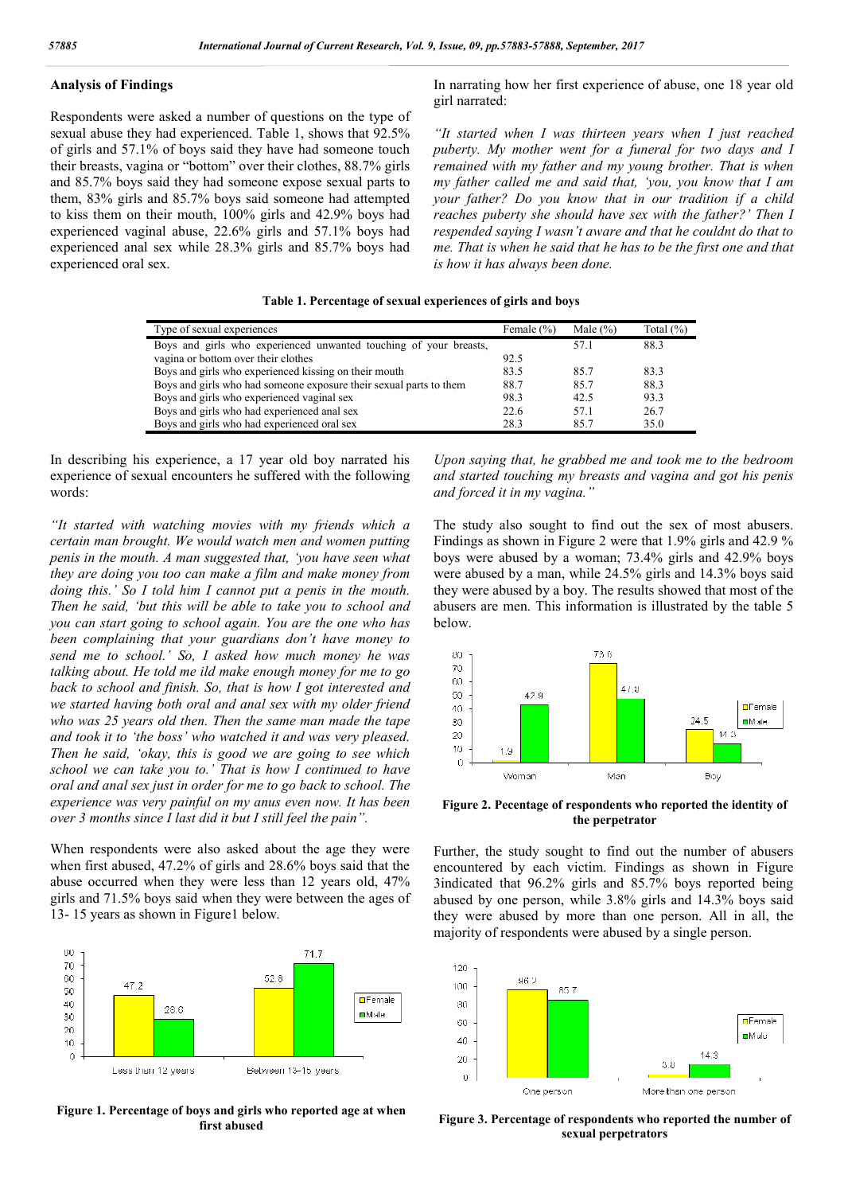## Analysis of Findings

Respondents were asked a number of questions on the type of sexual abuse they had experienced. Table 1, shows that 92.5% of girls and 57.1% of boys said they have had someone touch their breasts, vagina or "bottom" over their clothes, 88.7% girls and 85.7% boys said they had someone expose sexual parts to them, 83% girls and 85.7% boys said someone had attempted to kiss them on their mouth, 100% girls and 42.9% boys had experienced vaginal abuse, 22.6% girls and 57.1% boys had experienced anal sex while 28.3% girls and 85.7% boys had experienced oral sex.

**Table 1. Percentage of sexual experiences of girls and boys**

| Type of sexual experiences | Female (%) | Male (%) | Total (%) |
|---|---|---|---|
| Boys and girls who experienced unwanted touching of your breasts, vagina or bottom over their clothes | 92.5 | 57.1 | 88.3 |
| Boys and girls who experienced kissing on their mouth | 83.5 | 85.7 | 83.3 |
| Boys and girls who had someone exposure their sexual parts to them | 88.7 | 85.7 | 88.3 |
| Boys and girls who experienced vaginal sex | 98.3 | 42.5 | 93.3 |
| Boys and girls who had experienced anal sex | 22.6 | 57.1 | 26.7 |
| Boys and girls who had experienced oral sex | 28.3 | 85.7 | 35.0 |

In describing his experience, a 17 year old boy narrated his experience of sexual encounters he suffered with the following words:

*"It started with watching movies with my friends which a certain man brought. We would watch men and women putting penis in the mouth. A man suggested that, 'you have seen what they are doing you too can make a film and make money from doing this.' So I told him I cannot put a penis in the mouth. Then he said, 'but this will be able to take you to school and you can start going to school again. You are the one who has been complaining that your guardians don't have money to send me to school.' So, I asked how much money he was talking about. He told me ild make enough money for me to go back to school and finish. So, that is how I got interested and we started having both oral and anal sex with my older friend who was 25 years old then. Then the same man made the tape and took it to 'the boss' who watched it and was very pleased. Then he said, 'okay, this is good we are going to see which school we can take you to.' That is how I continued to have oral and anal sex just in order for me to go back to school. The experience was very painful on my anus even now. It has been over 3 months since I last did it but I still feel the pain".*

When respondents were also asked about the age they were when first abused, 47.2% of girls and 28.6% boys said that the abuse occurred when they were less than 12 years old, 47% girls and 71.5% boys said when they were between the ages of 13- 15 years as shown in Figure1 below.

**Figure 1. Percentage of boys and girls who reported age at when first abused**

In narrating how her first experience of abuse, one 18 year old girl narrated:

*"It started when I was thirteen years when I just reached puberty. My mother went for a funeral for two days and I remained with my father and my young brother. That is when my father called me and said that, 'you, you know that I am your father? Do you know that in our tradition if a child reaches puberty she should have sex with the father?' Then I respended saying I wasn't aware and that he couldnt do that to me. That is when he said that he has to be the first one and that is how it has always been done.*

*Upon saying that, he grabbed me and took me to the bedroom and started touching my breasts and vagina and got his penis and forced it in my vagina."*

The study also sought to find out the sex of most abusers. Findings as shown in Figure 2 were that 1.9% girls and 42.9 % boys were abused by a woman; 73.4% girls and 42.9% boys were abused by a man, while 24.5% girls and 14.3% boys said they were abused by a boy. The results showed that most of the abusers are men. This information is illustrated by the table 5 below.

**Figure 2. Pecentage of respondents who reported the identity of the perpetrator**

Further, the study sought to find out the number of abusers encountered by each victim. Findings as shown in Figure 3indicated that 96.2% girls and 85.7% boys reported being abused by one person, while 3.8% girls and 14.3% boys said they were abused by more than one person. All in all, the majority of respondents were abused by a single person.

**Figure 3. Percentage of respondents who reported the number of sexual perpetrators**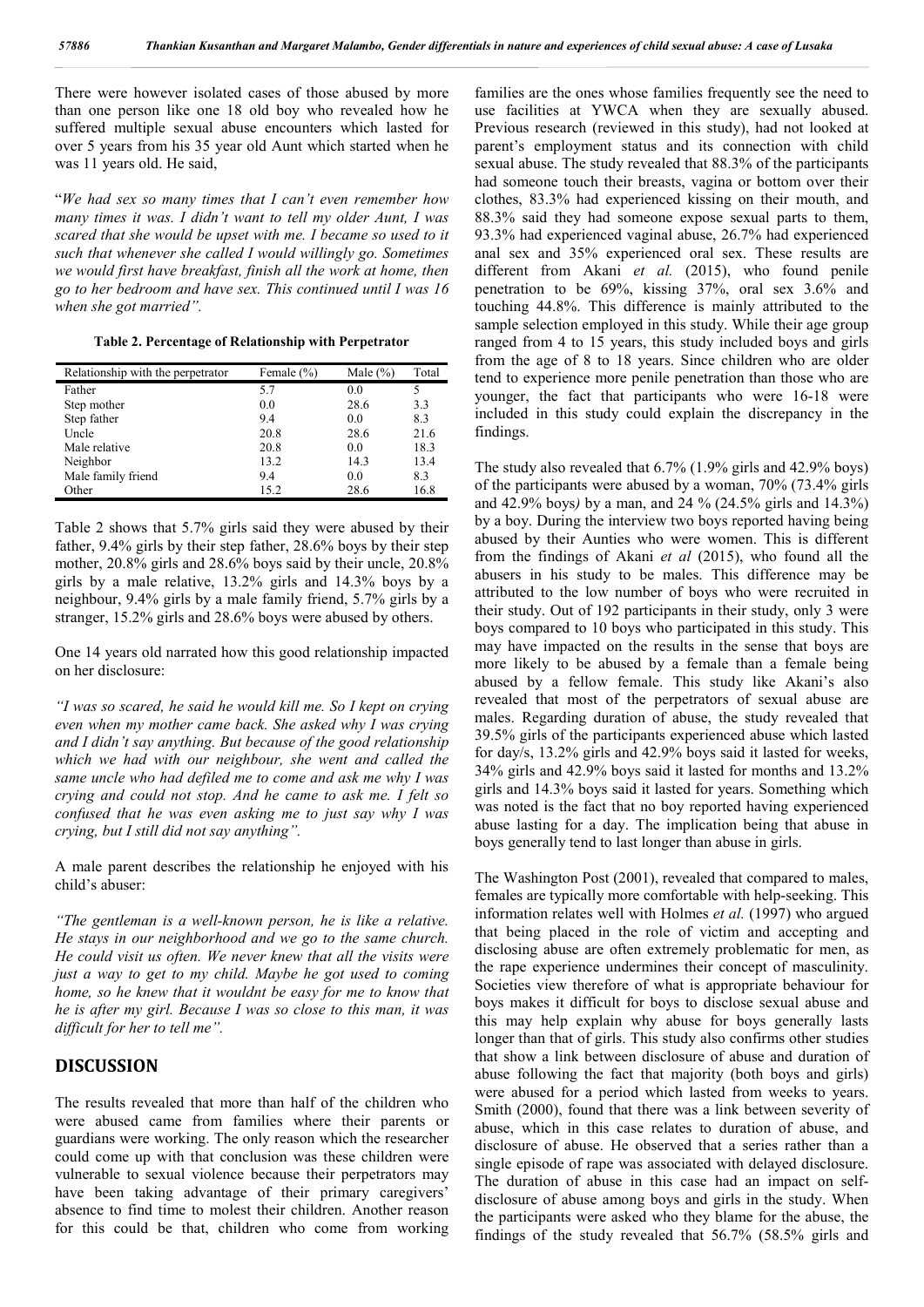There were however isolated cases of those abused by more than one person like one 18 old boy who revealed how he suffered multiple sexual abuse encounters which lasted for over 5 years from his 35 year old Aunt which started when he was 11 years old. He said,

"*We had sex so many times that I can't even remember how many times it was. I didn't want to tell my older Aunt, I was scared that she would be upset with me. I became so used to it such that whenever she called I would willingly go. Sometimes we would first have breakfast, finish all the work at home, then go to her bedroom and have sex. This continued until I was 16 when she got married".*

**Table 2. Percentage of Relationship with Perpetrator**

| Relationship with the perpetrator | Female (%) | Male (%) | Total |
|---|---|---|---|
| Father | 5.7 | 0.0 | 5 |
| Step mother | 0.0 | 28.6 | 3.3 |
| Step father | 9.4 | 0.0 | 8.3 |
| Uncle | 20.8 | 28.6 | 21.6 |
| Male relative | 20.8 | 0.0 | 18.3 |
| Neighbor | 13.2 | 14.3 | 13.4 |
| Male family friend | 9.4 | 0.0 | 8.3 |
| Other | 15.2 | 28.6 | 16.8 |

Table 2 shows that 5.7% girls said they were abused by their father, 9.4% girls by their step father, 28.6% boys by their step mother, 20.8% girls and 28.6% boys said by their uncle, 20.8% girls by a male relative, 13.2% girls and 14.3% boys by a neighbour, 9.4% girls by a male family friend, 5.7% girls by a stranger, 15.2% girls and 28.6% boys were abused by others.

One 14 years old narrated how this good relationship impacted on her disclosure:

*"I was so scared, he said he would kill me. So I kept on crying even when my mother came back. She asked why I was crying and I didn't say anything. But because of the good relationship which we had with our neighbour, she went and called the same uncle who had defiled me to come and ask me why I was crying and could not stop. And he came to ask me. I felt so confused that he was even asking me to just say why I was crying, but I still did not say anything".*

A male parent describes the relationship he enjoyed with his child's abuser:

*"The gentleman is a well-known person, he is like a relative. He stays in our neighborhood and we go to the same church. He could visit us often. We never knew that all the visits were just a way to get to my child. Maybe he got used to coming home, so he knew that it wouldnt be easy for me to know that he is after my girl. Because I was so close to this man, it was difficult for her to tell me".*

## DISCUSSION

The results revealed that more than half of the children who were abused came from families where their parents or guardians were working. The only reason which the researcher could come up with that conclusion was these children were vulnerable to sexual violence because their perpetrators may have been taking advantage of their primary caregivers' absence to find time to molest their children. Another reason for this could be that, children who come from working families are the ones whose families frequently see the need to use facilities at YWCA when they are sexually abused. Previous research (reviewed in this study), had not looked at parent's employment status and its connection with child sexual abuse. The study revealed that 88.3% of the participants had someone touch their breasts, vagina or bottom over their clothes, 83.3% had experienced kissing on their mouth, and 88.3% said they had someone expose sexual parts to them, 93.3% had experienced vaginal abuse, 26.7% had experienced anal sex and 35% experienced oral sex. These results are different from Akani *et al.* (2015), who found penile penetration to be 69%, kissing 37%, oral sex 3.6% and touching 44.8%. This difference is mainly attributed to the sample selection employed in this study. While their age group ranged from 4 to 15 years, this study included boys and girls from the age of 8 to 18 years. Since children who are older tend to experience more penile penetration than those who are younger, the fact that participants who were 16-18 were included in this study could explain the discrepancy in the findings.

The study also revealed that 6.7% (1.9% girls and 42.9% boys) of the participants were abused by a woman, 70% (73.4% girls and 42.9% boys*)* by a man, and 24 % (24.5% girls and 14.3%) by a boy. During the interview two boys reported having being abused by their Aunties who were women. This is different from the findings of Akani *et al* (2015), who found all the abusers in his study to be males. This difference may be attributed to the low number of boys who were recruited in their study. Out of 192 participants in their study, only 3 were boys compared to 10 boys who participated in this study. This may have impacted on the results in the sense that boys are more likely to be abused by a female than a female being abused by a fellow female. This study like Akani's also revealed that most of the perpetrators of sexual abuse are males. Regarding duration of abuse, the study revealed that 39.5% girls of the participants experienced abuse which lasted for day/s, 13.2% girls and 42.9% boys said it lasted for weeks, 34% girls and 42.9% boys said it lasted for months and 13.2% girls and 14.3% boys said it lasted for years. Something which was noted is the fact that no boy reported having experienced abuse lasting for a day. The implication being that abuse in boys generally tend to last longer than abuse in girls.

The Washington Post (2001), revealed that compared to males, females are typically more comfortable with help-seeking. This information relates well with Holmes *et al.* (1997) who argued that being placed in the role of victim and accepting and disclosing abuse are often extremely problematic for men, as the rape experience undermines their concept of masculinity. Societies view therefore of what is appropriate behaviour for boys makes it difficult for boys to disclose sexual abuse and this may help explain why abuse for boys generally lasts longer than that of girls. This study also confirms other studies that show a link between disclosure of abuse and duration of abuse following the fact that majority (both boys and girls) were abused for a period which lasted from weeks to years. Smith (2000), found that there was a link between severity of abuse, which in this case relates to duration of abuse, and disclosure of abuse. He observed that a series rather than a single episode of rape was associated with delayed disclosure. The duration of abuse in this case had an impact on self-disclosure of abuse among boys and girls in the study. When the participants were asked who they blame for the abuse, the findings of the study revealed that 56.7% (58.5% girls and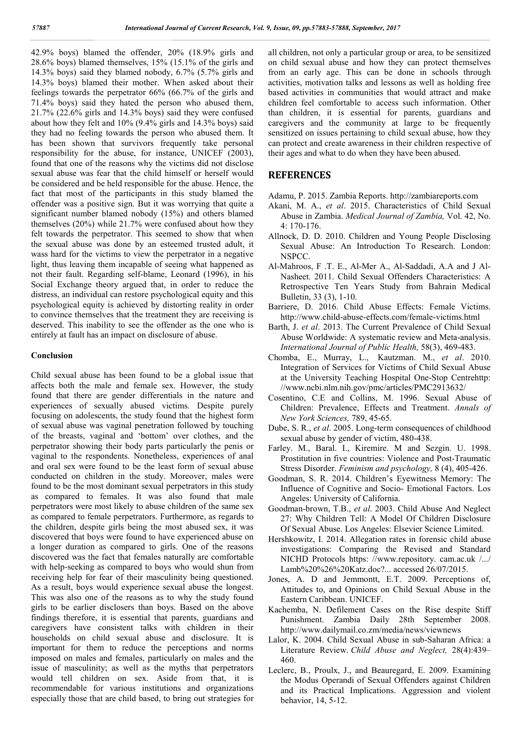42.9% boys) blamed the offender, 20% (18.9% girls and 28.6% boys) blamed themselves, 15% (15.1% of the girls and 14.3% boys) said they blamed nobody, 6.7% (5.7% girls and 14.3% boys) blamed their mother. When asked about their feelings towards the perpetrator 66% (66.7% of the girls and 71.4% boys) said they hated the person who abused them, 21.7% (22.6% girls and 14.3% boys) said they were confused about how they felt and 10% (9.4% girls and 14.3% boys) said they had no feeling towards the person who abused them. It has been shown that survivors frequently take personal responsibility for the abuse, for instance, UNICEF (2003), found that one of the reasons why the victims did not disclose sexual abuse was fear that the child himself or herself would be considered and be held responsible for the abuse. Hence, the fact that most of the participants in this study blamed the offender was a positive sign. But it was worrying that quite a significant number blamed nobody (15%) and others blamed themselves (20%) while 21.7% were confused about how they felt towards the perpetrator. This seemed to show that when the sexual abuse was done by an esteemed trusted adult, it wass hard for the victims to view the perpetrator in a negative light, thus leaving them incapable of seeing what happened as not their fault. Regarding self-blame, Leonard (1996), in his Social Exchange theory argued that, in order to reduce the distress, an individual can restore psychological equity and this psychological equity is achieved by distorting reality in order to convince themselves that the treatment they are receiving is deserved. This inability to see the offender as the one who is entirely at fault has an impact on disclosure of abuse.

### Conclusion

Child sexual abuse has been found to be a global issue that affects both the male and female sex. However, the study found that there are gender differentials in the nature and experiences of sexually abused victims. Despite purely focusing on adolescents, the study found that the highest form of sexual abuse was vaginal penetration followed by touching of the breasts, vaginal and 'bottom' over clothes, and the perpetrator showing their body parts particularly the penis or vaginal to the respondents. Nonetheless, experiences of anal and oral sex were found to be the least form of sexual abuse conducted on children in the study. Moreover, males were found to be the most dominant sexual perpetrators in this study as compared to females. It was also found that male perpetrators were most likely to abuse children of the same sex as compared to female perpetrators. Furthermore, as regards to the children, despite girls being the most abused sex, it was discovered that boys were found to have experienced abuse on a longer duration as compared to girls. One of the reasons discovered was the fact that females naturally are comfortable with help-seeking as compared to boys who would shun from receiving help for fear of their masculinity being questioned. As a result, boys would experience sexual abuse the longest. This was also one of the reasons as to why the study found girls to be earlier disclosers than boys. Based on the above findings therefore, it is essential that parents, guardians and caregivers have consistent talks with children in their households on child sexual abuse and disclosure. It is important for them to reduce the perceptions and norms imposed on males and females, particularly on males and the issue of masculinity; as well as the myths that perpetrators would tell children on sex. Aside from that, it is recommendable for various institutions and organizations especially those that are child based, to bring out strategies for all children, not only a particular group or area, to be sensitized on child sexual abuse and how they can protect themselves from an early age. This can be done in schools through activities, motivation talks and lessons as well as holding free based activities in communities that would attract and make children feel comfortable to access such information. Other than children, it is essential for parents, guardians and caregivers and the community at large to be frequently sensitized on issues pertaining to child sexual abuse, how they can protect and create awareness in their children respective of their ages and what to do when they have been abused.

## REFERENCES

Adamu, P. 2015. Zambia Reports. http://zambiareports.com

Akani, M. A., *et al*. 2015. Characteristics of Child Sexual Abuse in Zambia. *Medical Journal of Zambia,* Vol. 42, No. 4: 170-176.

Allnock, D. D. 2010. Children and Young People Disclosing Sexual Abuse: An Introduction To Research. London: NSPCC.

Al-Mahroos, F .T. E., Al-Mer A., Al-Saddadi, A.A and J Al-Nasheet. 2011. Child Sexual Offenders Characteristics: A Retrospective Ten Years Study from Bahrain Medical Bulletin, 33 (3), 1-10.

Barriere, D. 2016. Child Abuse Effects: Female Victims. http://www.child-abuse-effects.com/female-victims.html

Barth, J. *et al*. 2013. The Current Prevalence of Child Sexual Abuse Worldwide: A systematic review and Meta-analysis. *International Journal of Public Health,* 58(3), 469-483.

Chomba, E., Murray, L., Kautzman. M., *et al*. 2010. Integration of Services for Victims of Child Sexual Abuse at the University Teaching Hospital One-Stop Centrehttp: //www.ncbi.nlm.nih.gov/pmc/articles/PMC2913632/

Cosentino, C.E and Collins, M. 1996. Sexual Abuse of Children: Prevalence, Effects and Treatment. *Annals of New York Sciences,* 789, 45-65.

Dube, S. R., *et al*. 2005. Long-term consequences of childhood sexual abuse by gender of victim, 480-438.

Farley. M., Baral. I., Kiremire. M and Sezgin. U. 1998. Prostitution in five countries: Violence and Post-Traumatic Stress Disorder. *Feminism and psychology,* 8 (4), 405-426.

Goodman, S. R. 2014. Children's Eyewitness Memory: The Influence of Cognitive and Socio- Emotional Factors. Los Angeles: University of California.

Goodman-brown, T.B., *et al*. 2003. Child Abuse And Neglect 27: Why Children Tell: A Model Of Children Disclosure Of Sexual Abuse. Los Angeles: Elsevier Science Limited.

Hershkowitz, I. 2014. Allegation rates in forensic child abuse investigations: Comparing the Revised and Standard NICHD Protocols https: //www.repository. cam.ac.uk /.../ Lamb%20%26%20Katz.doc?... accessed 26/07/2015.

Jones, A. D and Jemmontt, E.T. 2009. Perceptions of, Attitudes to, and Opinions on Child Sexual Abuse in the Eastern Caribbean. UNICEF.

Kachemba, N. Defilement Cases on the Rise despite Stiff Punishment. Zambia Daily 28th September 2008. http://www.dailymail.co.zm/media/news/viewnews

Lalor, K. 2004. Child Sexual Abuse in sub-Saharan Africa: a Literature Review. *Child Abuse and Neglect,* 28(4):439–460.

Leclerc, B., Proulx, J., and Beauregard, E. 2009. Examining the Modus Operandi of Sexual Offenders against Children and its Practical Implications. Aggression and violent behavior, 14, 5-12.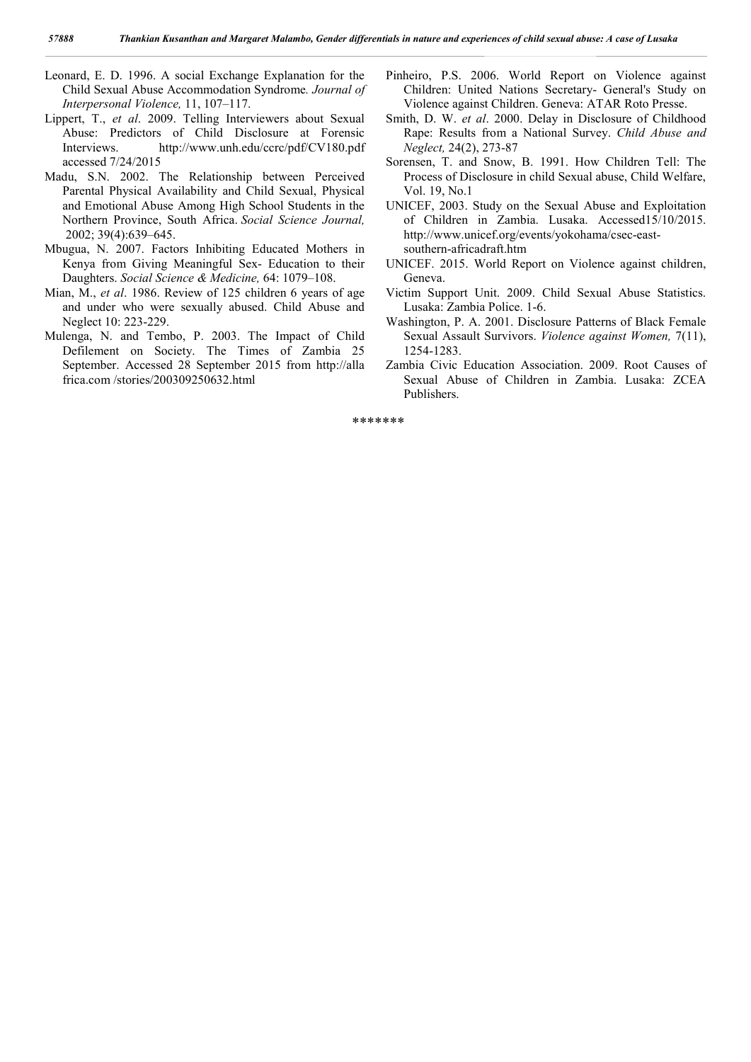Leonard, E. D. 1996. A social Exchange Explanation for the Child Sexual Abuse Accommodation Syndrome*. Journal of Interpersonal Violence,* 11, 107–117.

Lippert, T., *et al*. 2009. Telling Interviewers about Sexual Abuse: Predictors of Child Disclosure at Forensic Interviews. http://www.unh.edu/ccrc/pdf/CV180.pdf accessed 7/24/2015

Madu, S.N. 2002. The Relationship between Perceived Parental Physical Availability and Child Sexual, Physical and Emotional Abuse Among High School Students in the Northern Province, South Africa. *Social Science Journal,* 2002; 39(4):639–645.

Mbugua, N. 2007. Factors Inhibiting Educated Mothers in Kenya from Giving Meaningful Sex- Education to their Daughters. *Social Science & Medicine,* 64: 1079–108.

Mian, M., *et al*. 1986. Review of 125 children 6 years of age and under who were sexually abused. Child Abuse and Neglect 10: 223-229.

Mulenga, N. and Tembo, P. 2003. The Impact of Child Defilement on Society. The Times of Zambia 25 September. Accessed 28 September 2015 from http://alla frica.com /stories/200309250632.html

Pinheiro, P.S. 2006. World Report on Violence against Children: United Nations Secretary- General's Study on Violence against Children. Geneva: ATAR Roto Presse.

Smith, D. W. *et al*. 2000. Delay in Disclosure of Childhood Rape: Results from a National Survey. *Child Abuse and Neglect,* 24(2), 273-87

Sorensen, T. and Snow, B. 1991. How Children Tell: The Process of Disclosure in child Sexual abuse, Child Welfare, Vol. 19, No.1

UNICEF, 2003. Study on the Sexual Abuse and Exploitation of Children in Zambia. Lusaka. Accessed15/10/2015. http://www.unicef.org/events/yokohama/csec-east-southern-africadraft.htm

UNICEF. 2015. World Report on Violence against children, Geneva.

Victim Support Unit. 2009. Child Sexual Abuse Statistics. Lusaka: Zambia Police. 1-6.

Washington, P. A. 2001. Disclosure Patterns of Black Female Sexual Assault Survivors. *Violence against Women,* 7(11), 1254-1283.

Zambia Civic Education Association. 2009. Root Causes of Sexual Abuse of Children in Zambia. Lusaka: ZCEA Publishers.

*******